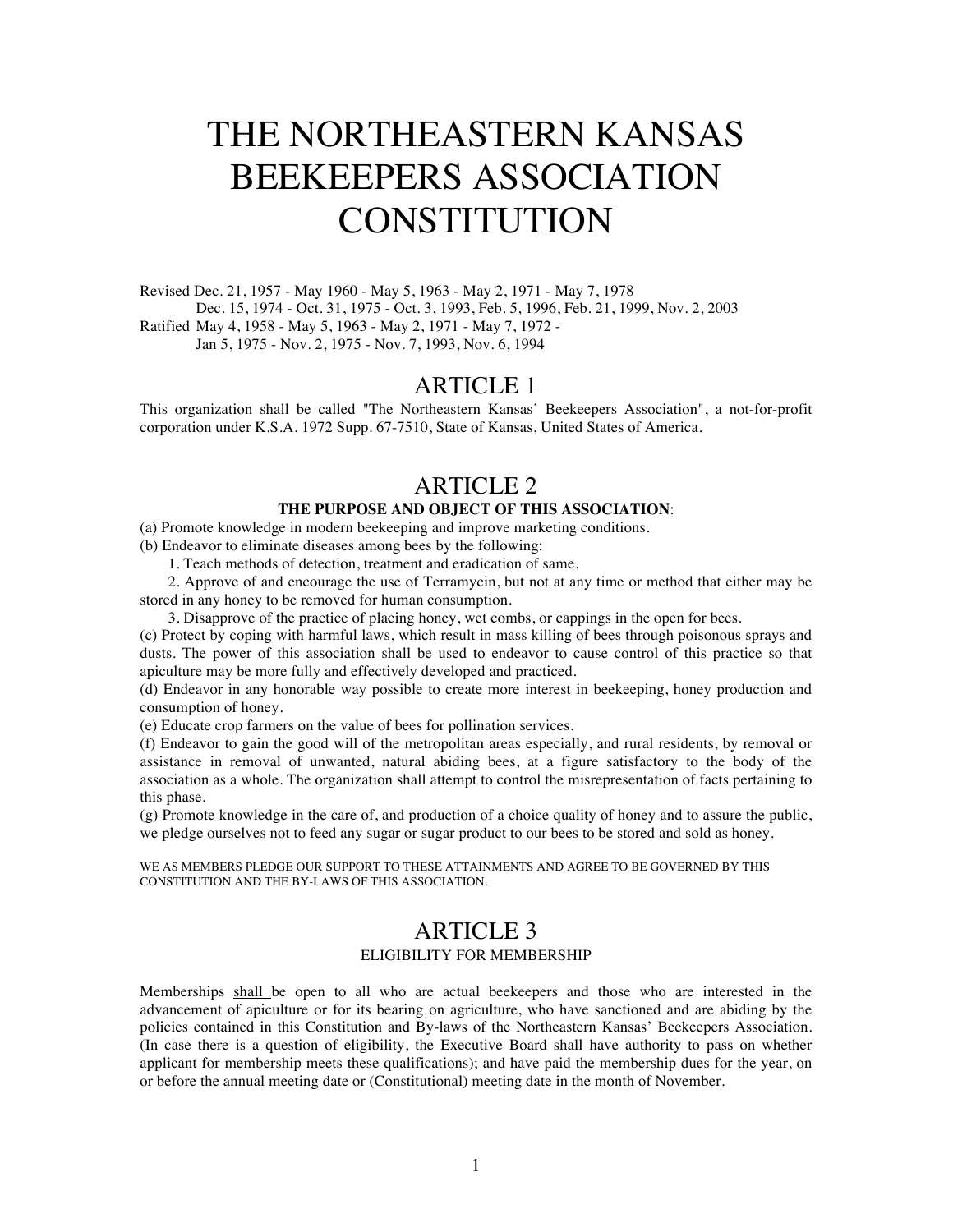# THE NORTHEASTERN KANSAS BEEKEEPERS ASSOCIATION CONSTITUTION

Revised Dec. 21, 1957 - May 1960 - May 5, 1963 - May 2, 1971 - May 7, 1978
Dec. 15, 1974 - Oct. 31, 1975 - Oct. 3, 1993, Feb. 5, 1996, Feb. 21, 1999, Nov. 2, 2003
Ratified May 4, 1958 - May 5, 1963 - May 2, 1971 - May 7, 1972 -
Jan 5, 1975 - Nov. 2, 1975 - Nov. 7, 1993, Nov. 6, 1994

## ARTICLE 1

This organization shall be called "The Northeastern Kansas' Beekeepers Association", a not-for-profit corporation under K.S.A. 1972 Supp. 67-7510, State of Kansas, United States of America.

## ARTICLE 2

**THE PURPOSE AND OBJECT OF THIS ASSOCIATION**:

(a) Promote knowledge in modern beekeeping and improve marketing conditions.

(b) Endeavor to eliminate diseases among bees by the following:

1. Teach methods of detection, treatment and eradication of same.
2. Approve of and encourage the use of Terramycin, but not at any time or method that either may be stored in any honey to be removed for human consumption.
3. Disapprove of the practice of placing honey, wet combs, or cappings in the open for bees.

(c) Protect by coping with harmful laws, which result in mass killing of bees through poisonous sprays and dusts. The power of this association shall be used to endeavor to cause control of this practice so that apiculture may be more fully and effectively developed and practiced.

(d) Endeavor in any honorable way possible to create more interest in beekeeping, honey production and consumption of honey.

(e) Educate crop farmers on the value of bees for pollination services.

(f) Endeavor to gain the good will of the metropolitan areas especially, and rural residents, by removal or assistance in removal of unwanted, natural abiding bees, at a figure satisfactory to the body of the association as a whole. The organization shall attempt to control the misrepresentation of facts pertaining to this phase.

(g) Promote knowledge in the care of, and production of a choice quality of honey and to assure the public, we pledge ourselves not to feed any sugar or sugar product to our bees to be stored and sold as honey.

WE AS MEMBERS PLEDGE OUR SUPPORT TO THESE ATTAINMENTS AND AGREE TO BE GOVERNED BY THIS CONSTITUTION AND THE BY-LAWS OF THIS ASSOCIATION.

## ARTICLE 3

ELIGIBILITY FOR MEMBERSHIP

Memberships <u>shall</u> be open to all who are actual beekeepers and those who are interested in the advancement of apiculture or for its bearing on agriculture, who have sanctioned and are abiding by the policies contained in this Constitution and By-laws of the Northeastern Kansas' Beekeepers Association. (In case there is a question of eligibility, the Executive Board shall have authority to pass on whether applicant for membership meets these qualifications); and have paid the membership dues for the year, on or before the annual meeting date or (Constitutional) meeting date in the month of November.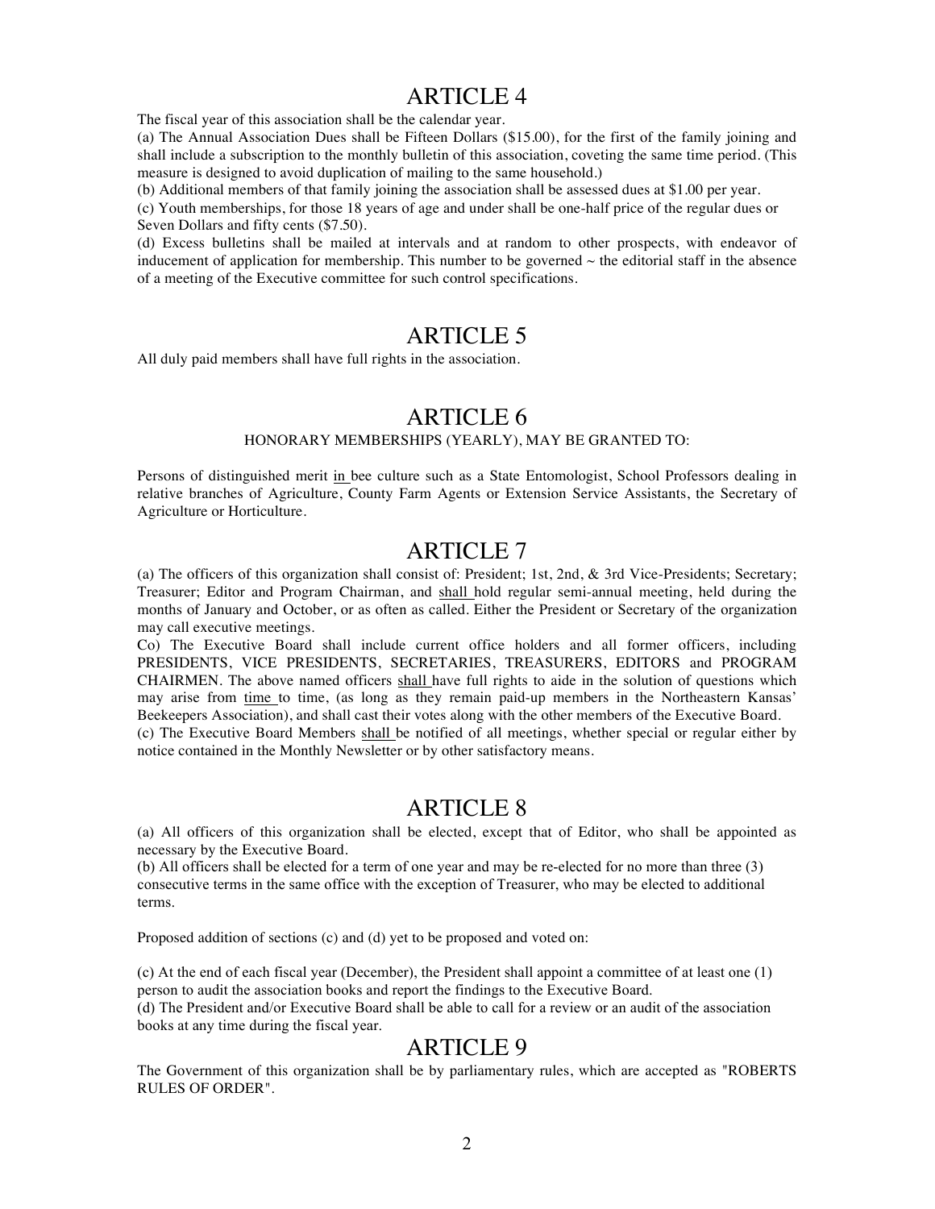## ARTICLE 4

The fiscal year of this association shall be the calendar year.

(a) The Annual Association Dues shall be Fifteen Dollars ($15.00), for the first of the family joining and shall include a subscription to the monthly bulletin of this association, coveting the same time period. (This measure is designed to avoid duplication of mailing to the same household.)

(b) Additional members of that family joining the association shall be assessed dues at $1.00 per year.

(c) Youth memberships, for those 18 years of age and under shall be one-half price of the regular dues or Seven Dollars and fifty cents ($7.50).

(d) Excess bulletins shall be mailed at intervals and at random to other prospects, with endeavor of inducement of application for membership. This number to be governed ~ the editorial staff in the absence of a meeting of the Executive committee for such control specifications.

## ARTICLE 5

All duly paid members shall have full rights in the association.

## ARTICLE 6

HONORARY MEMBERSHIPS (YEARLY), MAY BE GRANTED TO:

Persons of distinguished merit in bee culture such as a State Entomologist, School Professors dealing in relative branches of Agriculture, County Farm Agents or Extension Service Assistants, the Secretary of Agriculture or Horticulture.

## ARTICLE 7

(a) The officers of this organization shall consist of: President; 1st, 2nd, & 3rd Vice-Presidents; Secretary; Treasurer; Editor and Program Chairman, and shall hold regular semi-annual meeting, held during the months of January and October, or as often as called. Either the President or Secretary of the organization may call executive meetings.

Co) The Executive Board shall include current office holders and all former officers, including PRESIDENTS, VICE PRESIDENTS, SECRETARIES, TREASURERS, EDITORS and PROGRAM CHAIRMEN. The above named officers shall have full rights to aide in the solution of questions which may arise from time to time, (as long as they remain paid-up members in the Northeastern Kansas' Beekeepers Association), and shall cast their votes along with the other members of the Executive Board.

(c) The Executive Board Members shall be notified of all meetings, whether special or regular either by notice contained in the Monthly Newsletter or by other satisfactory means.

## ARTICLE 8

(a) All officers of this organization shall be elected, except that of Editor, who shall be appointed as necessary by the Executive Board.

(b) All officers shall be elected for a term of one year and may be re-elected for no more than three (3) consecutive terms in the same office with the exception of Treasurer, who may be elected to additional terms.

Proposed addition of sections (c) and (d) yet to be proposed and voted on:

(c) At the end of each fiscal year (December), the President shall appoint a committee of at least one (1) person to audit the association books and report the findings to the Executive Board.

(d) The President and/or Executive Board shall be able to call for a review or an audit of the association books at any time during the fiscal year.

## ARTICLE 9

The Government of this organization shall be by parliamentary rules, which are accepted as "ROBERTS RULES OF ORDER".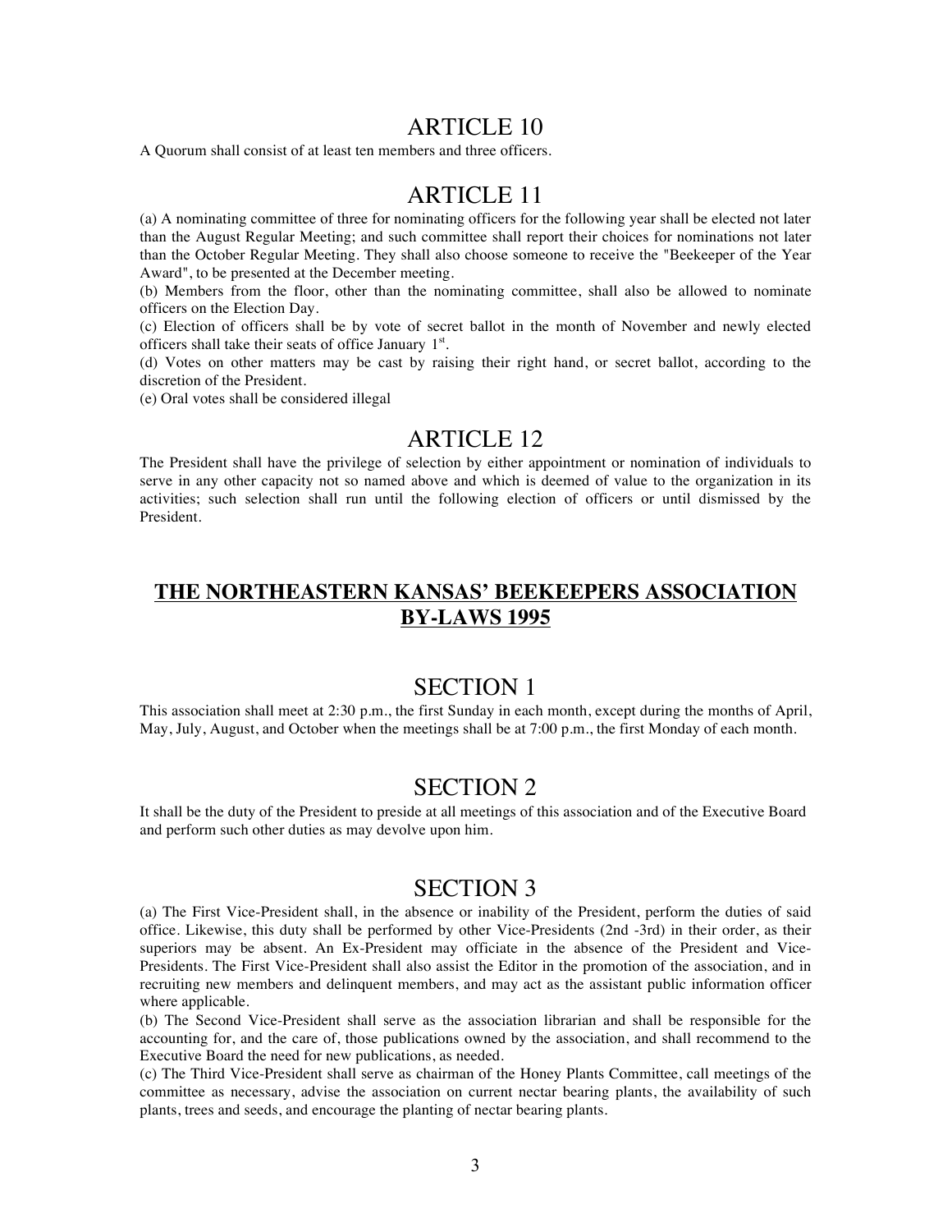## ARTICLE 10

A Quorum shall consist of at least ten members and three officers.

## ARTICLE 11

(a) A nominating committee of three for nominating officers for the following year shall be elected not later than the August Regular Meeting; and such committee shall report their choices for nominations not later than the October Regular Meeting. They shall also choose someone to receive the "Beekeeper of the Year Award", to be presented at the December meeting.

(b) Members from the floor, other than the nominating committee, shall also be allowed to nominate officers on the Election Day.

(c) Election of officers shall be by vote of secret ballot in the month of November and newly elected officers shall take their seats of office January 1st.

(d) Votes on other matters may be cast by raising their right hand, or secret ballot, according to the discretion of the President.

(e) Oral votes shall be considered illegal

## ARTICLE 12

The President shall have the privilege of selection by either appointment or nomination of individuals to serve in any other capacity not so named above and which is deemed of value to the organization in its activities; such selection shall run until the following election of officers or until dismissed by the President.

# THE NORTHEASTERN KANSAS' BEEKEEPERS ASSOCIATION BY-LAWS 1995

## SECTION 1

This association shall meet at 2:30 p.m., the first Sunday in each month, except during the months of April, May, July, August, and October when the meetings shall be at 7:00 p.m., the first Monday of each month.

## SECTION 2

It shall be the duty of the President to preside at all meetings of this association and of the Executive Board and perform such other duties as may devolve upon him.

## SECTION 3

(a) The First Vice-President shall, in the absence or inability of the President, perform the duties of said office. Likewise, this duty shall be performed by other Vice-Presidents (2nd -3rd) in their order, as their superiors may be absent. An Ex-President may officiate in the absence of the President and Vice-Presidents. The First Vice-President shall also assist the Editor in the promotion of the association, and in recruiting new members and delinquent members, and may act as the assistant public information officer where applicable.

(b) The Second Vice-President shall serve as the association librarian and shall be responsible for the accounting for, and the care of, those publications owned by the association, and shall recommend to the Executive Board the need for new publications, as needed.

(c) The Third Vice-President shall serve as chairman of the Honey Plants Committee, call meetings of the committee as necessary, advise the association on current nectar bearing plants, the availability of such plants, trees and seeds, and encourage the planting of nectar bearing plants.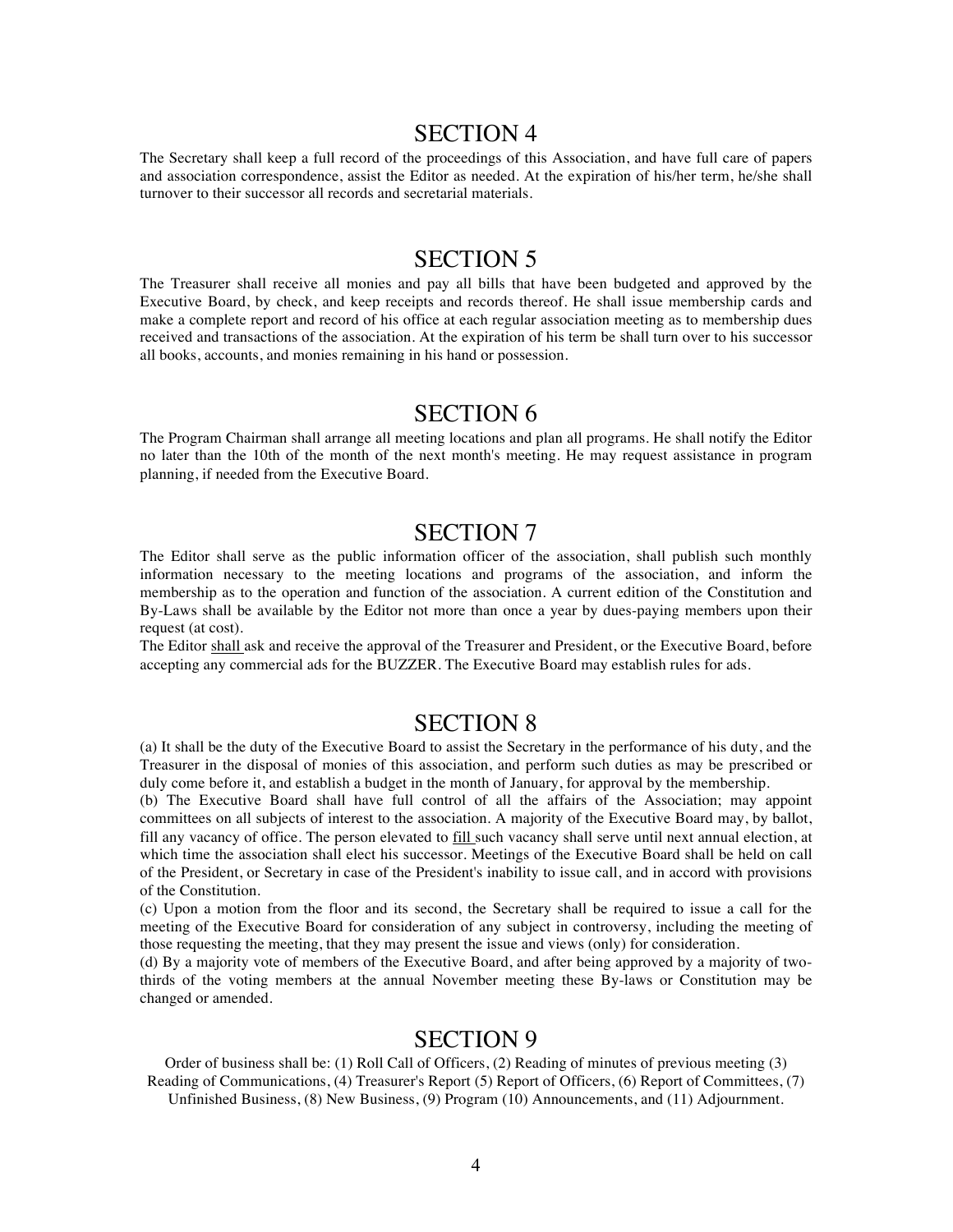## SECTION 4

The Secretary shall keep a full record of the proceedings of this Association, and have full care of papers and association correspondence, assist the Editor as needed. At the expiration of his/her term, he/she shall turnover to their successor all records and secretarial materials.

## SECTION 5

The Treasurer shall receive all monies and pay all bills that have been budgeted and approved by the Executive Board, by check, and keep receipts and records thereof. He shall issue membership cards and make a complete report and record of his office at each regular association meeting as to membership dues received and transactions of the association. At the expiration of his term be shall turn over to his successor all books, accounts, and monies remaining in his hand or possession.

## SECTION 6

The Program Chairman shall arrange all meeting locations and plan all programs. He shall notify the Editor no later than the 10th of the month of the next month's meeting. He may request assistance in program planning, if needed from the Executive Board.

## SECTION 7

The Editor shall serve as the public information officer of the association, shall publish such monthly information necessary to the meeting locations and programs of the association, and inform the membership as to the operation and function of the association. A current edition of the Constitution and By-Laws shall be available by the Editor not more than once a year by dues-paying members upon their request (at cost).

The Editor <u>shall</u> ask and receive the approval of the Treasurer and President, or the Executive Board, before accepting any commercial ads for the BUZZER. The Executive Board may establish rules for ads.

## SECTION 8

(a) It shall be the duty of the Executive Board to assist the Secretary in the performance of his duty, and the Treasurer in the disposal of monies of this association, and perform such duties as may be prescribed or duly come before it, and establish a budget in the month of January, for approval by the membership.

(b) The Executive Board shall have full control of all the affairs of the Association; may appoint committees on all subjects of interest to the association. A majority of the Executive Board may, by ballot, fill any vacancy of office. The person elevated to <u>fill</u> such vacancy shall serve until next annual election, at which time the association shall elect his successor. Meetings of the Executive Board shall be held on call of the President, or Secretary in case of the President's inability to issue call, and in accord with provisions of the Constitution.

(c) Upon a motion from the floor and its second, the Secretary shall be required to issue a call for the meeting of the Executive Board for consideration of any subject in controversy, including the meeting of those requesting the meeting, that they may present the issue and views (only) for consideration.

(d) By a majority vote of members of the Executive Board, and after being approved by a majority of two-thirds of the voting members at the annual November meeting these By-laws or Constitution may be changed or amended.

## SECTION 9

Order of business shall be: (1) Roll Call of Officers, (2) Reading of minutes of previous meeting (3) Reading of Communications, (4) Treasurer's Report (5) Report of Officers, (6) Report of Committees, (7) Unfinished Business, (8) New Business, (9) Program (10) Announcements, and (11) Adjournment.